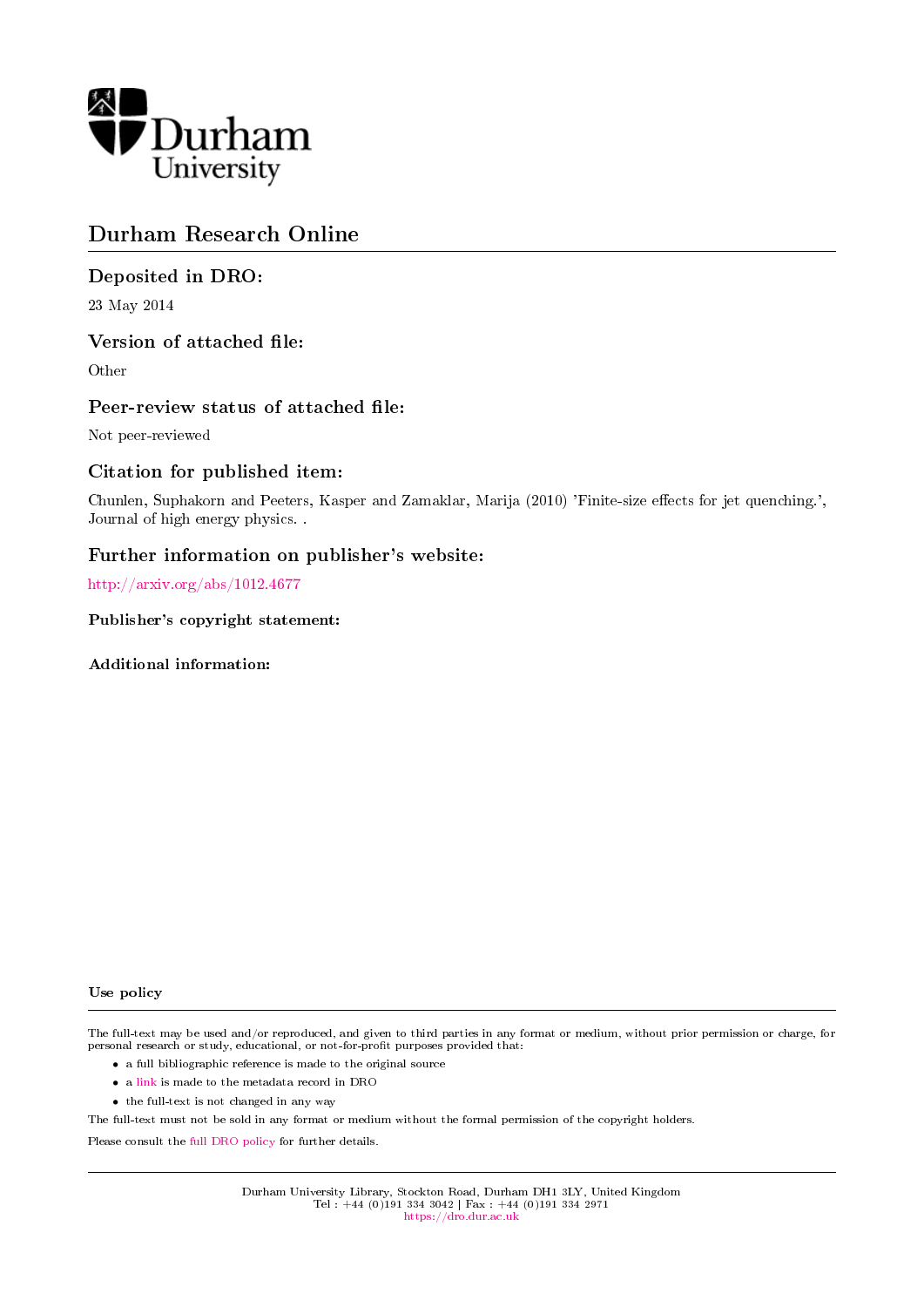# Durham Research Online

## Deposited in DRO:

23 May 2014

## Version of attached file:

Other

## Peer-review status of attached file:

Not peer-reviewed

## Citation for published item:

Chunlen, Suphakorn and Peeters, Kasper and Zamaklar, Marija (2010) 'Finite-size effects for jet quenching.', Journal of high energy physics. .

## Further information on publisher's website:

http://arxiv.org/abs/1012.4677

### Publisher's copyright statement:

### Additional information:

### Use policy

The full-text may be used and/or reproduced, and given to third parties in any format or medium, without prior permission or charge, for personal research or study, educational, or not-for-profit purposes provided that:

- a full bibliographic reference is made to the original source
- a link is made to the metadata record in DRO
- the full-text is not changed in any way

The full-text must not be sold in any format or medium without the formal permission of the copyright holders.

Please consult the full DRO policy for further details.

Durham University Library, Stockton Road, Durham DH1 3LY, United Kingdom
Tel : +44 (0)191 334 3042 | Fax : +44 (0)191 334 2971
https://dro.dur.ac.uk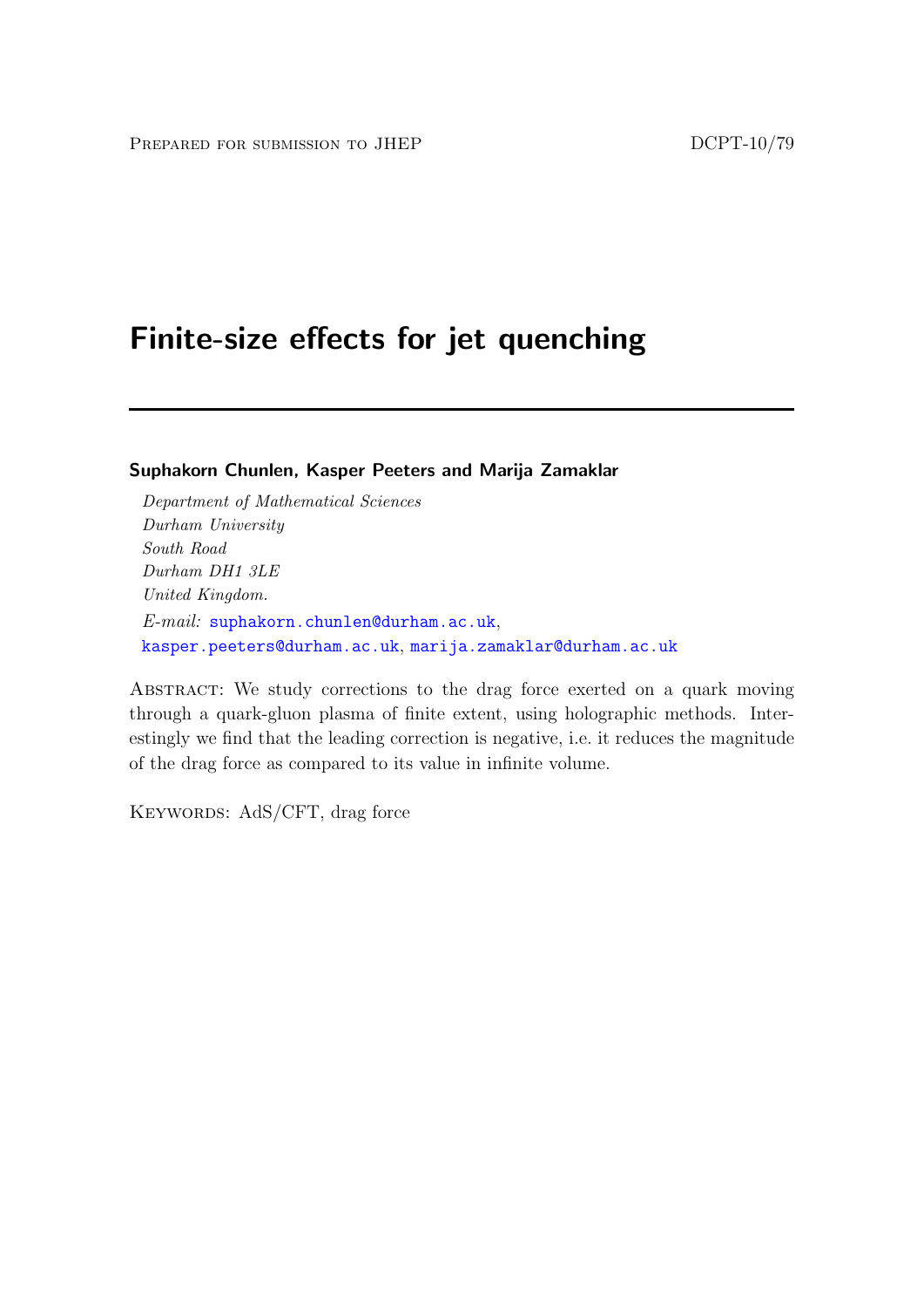Prepared for submission to JHEP DCPT-10/79

# Finite-size effects for jet quenching

**Suphakorn Chunlen, Kasper Peeters and Marija Zamaklar**

*Department of Mathematical Sciences*
*Durham University*
*South Road*
*Durham DH1 3LE*
*United Kingdom.*

*E-mail:* suphakorn.chunlen@durham.ac.uk, kasper.peeters@durham.ac.uk, marija.zamaklar@durham.ac.uk

Abstract: We study corrections to the drag force exerted on a quark moving through a quark-gluon plasma of finite extent, using holographic methods. Interestingly we find that the leading correction is negative, i.e. it reduces the magnitude of the drag force as compared to its value in infinite volume.

Keywords: AdS/CFT, drag force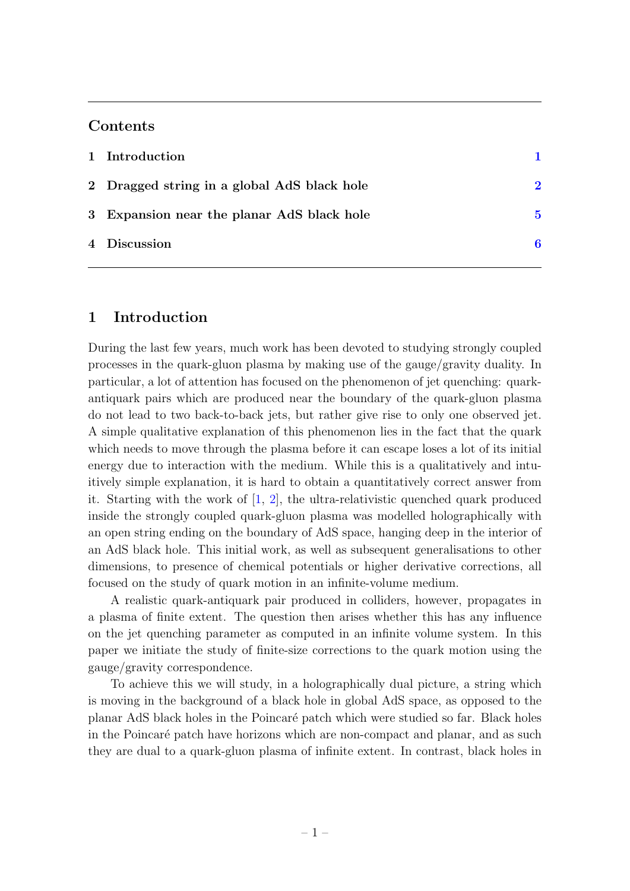## Contents

| | | |
|---|---|---|
| 1 | Introduction | 1 |
| 2 | Dragged string in a global AdS black hole | 2 |
| 3 | Expansion near the planar AdS black hole | 5 |
| 4 | Discussion | 6 |

# 1 Introduction

During the last few years, much work has been devoted to studying strongly coupled processes in the quark-gluon plasma by making use of the gauge/gravity duality. In particular, a lot of attention has focused on the phenomenon of jet quenching: quark-antiquark pairs which are produced near the boundary of the quark-gluon plasma do not lead to two back-to-back jets, but rather give rise to only one observed jet. A simple qualitative explanation of this phenomenon lies in the fact that the quark which needs to move through the plasma before it can escape loses a lot of its initial energy due to interaction with the medium. While this is a qualitatively and intuitively simple explanation, it is hard to obtain a quantitatively correct answer from it. Starting with the work of [1, 2], the ultra-relativistic quenched quark produced inside the strongly coupled quark-gluon plasma was modelled holographically with an open string ending on the boundary of AdS space, hanging deep in the interior of an AdS black hole. This initial work, as well as subsequent generalisations to other dimensions, to presence of chemical potentials or higher derivative corrections, all focused on the study of quark motion in an infinite-volume medium.

A realistic quark-antiquark pair produced in colliders, however, propagates in a plasma of finite extent. The question then arises whether this has any influence on the jet quenching parameter as computed in an infinite volume system. In this paper we initiate the study of finite-size corrections to the quark motion using the gauge/gravity correspondence.

To achieve this we will study, in a holographically dual picture, a string which is moving in the background of a black hole in global AdS space, as opposed to the planar AdS black holes in the Poincaré patch which were studied so far. Black holes in the Poincaré patch have horizons which are non-compact and planar, and as such they are dual to a quark-gluon plasma of infinite extent. In contrast, black holes in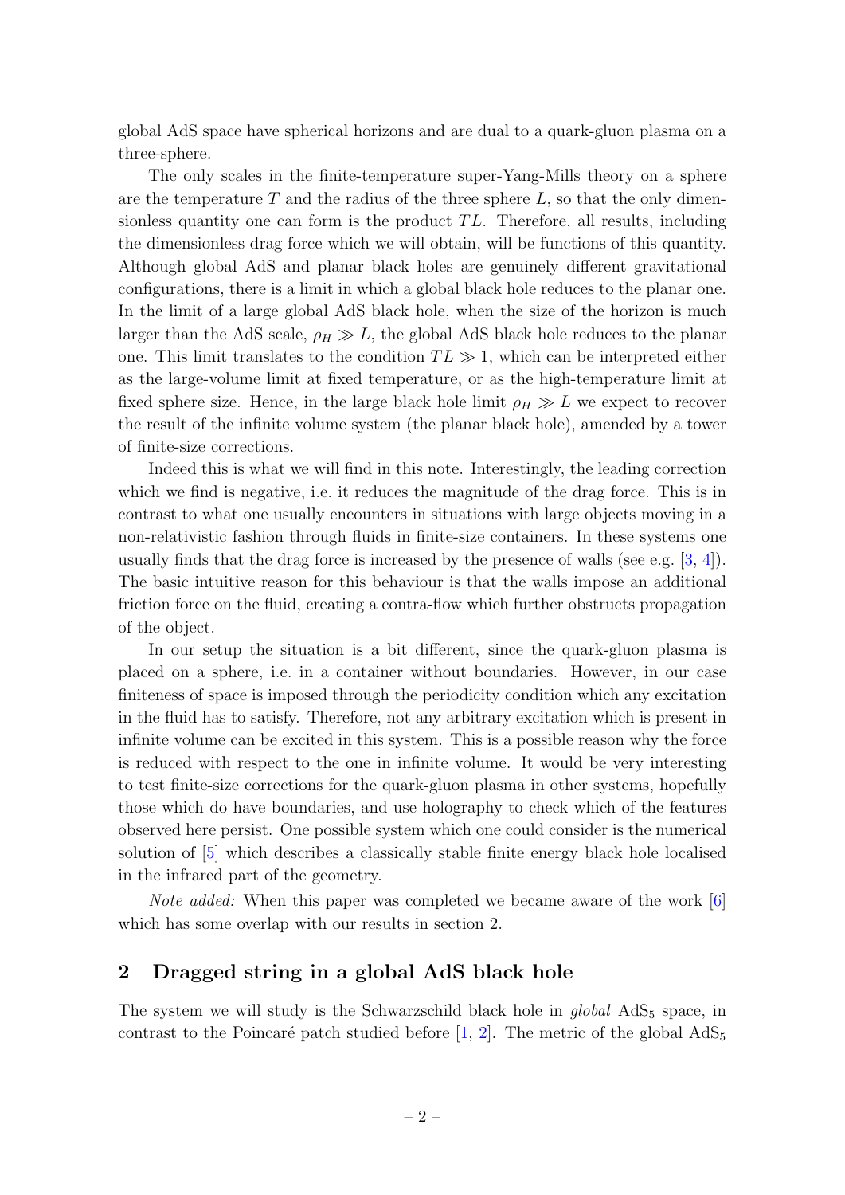global AdS space have spherical horizons and are dual to a quark-gluon plasma on a three-sphere.

The only scales in the finite-temperature super-Yang-Mills theory on a sphere are the temperature $T$ and the radius of the three sphere $L$, so that the only dimensionless quantity one can form is the product $TL$. Therefore, all results, including the dimensionless drag force which we will obtain, will be functions of this quantity. Although global AdS and planar black holes are genuinely different gravitational configurations, there is a limit in which a global black hole reduces to the planar one. In the limit of a large global AdS black hole, when the size of the horizon is much larger than the AdS scale, $\rho_H \gg L$, the global AdS black hole reduces to the planar one. This limit translates to the condition $TL \gg 1$, which can be interpreted either as the large-volume limit at fixed temperature, or as the high-temperature limit at fixed sphere size. Hence, in the large black hole limit $\rho_H \gg L$ we expect to recover the result of the infinite volume system (the planar black hole), amended by a tower of finite-size corrections.

Indeed this is what we will find in this note. Interestingly, the leading correction which we find is negative, i.e. it reduces the magnitude of the drag force. This is in contrast to what one usually encounters in situations with large objects moving in a non-relativistic fashion through fluids in finite-size containers. In these systems one usually finds that the drag force is increased by the presence of walls (see e.g. [3, 4]). The basic intuitive reason for this behaviour is that the walls impose an additional friction force on the fluid, creating a contra-flow which further obstructs propagation of the object.

In our setup the situation is a bit different, since the quark-gluon plasma is placed on a sphere, i.e. in a container without boundaries. However, in our case finiteness of space is imposed through the periodicity condition which any excitation in the fluid has to satisfy. Therefore, not any arbitrary excitation which is present in infinite volume can be excited in this system. This is a possible reason why the force is reduced with respect to the one in infinite volume. It would be very interesting to test finite-size corrections for the quark-gluon plasma in other systems, hopefully those which do have boundaries, and use holography to check which of the features observed here persist. One possible system which one could consider is the numerical solution of [5] which describes a classically stable finite energy black hole localised in the infrared part of the geometry.

*Note added:* When this paper was completed we became aware of the work [6] which has some overlap with our results in section 2.

## 2 Dragged string in a global AdS black hole

The system we will study is the Schwarzschild black hole in *global* $\text{AdS}_5$ space, in contrast to the Poincaré patch studied before [1, 2]. The metric of the global $\text{AdS}_5$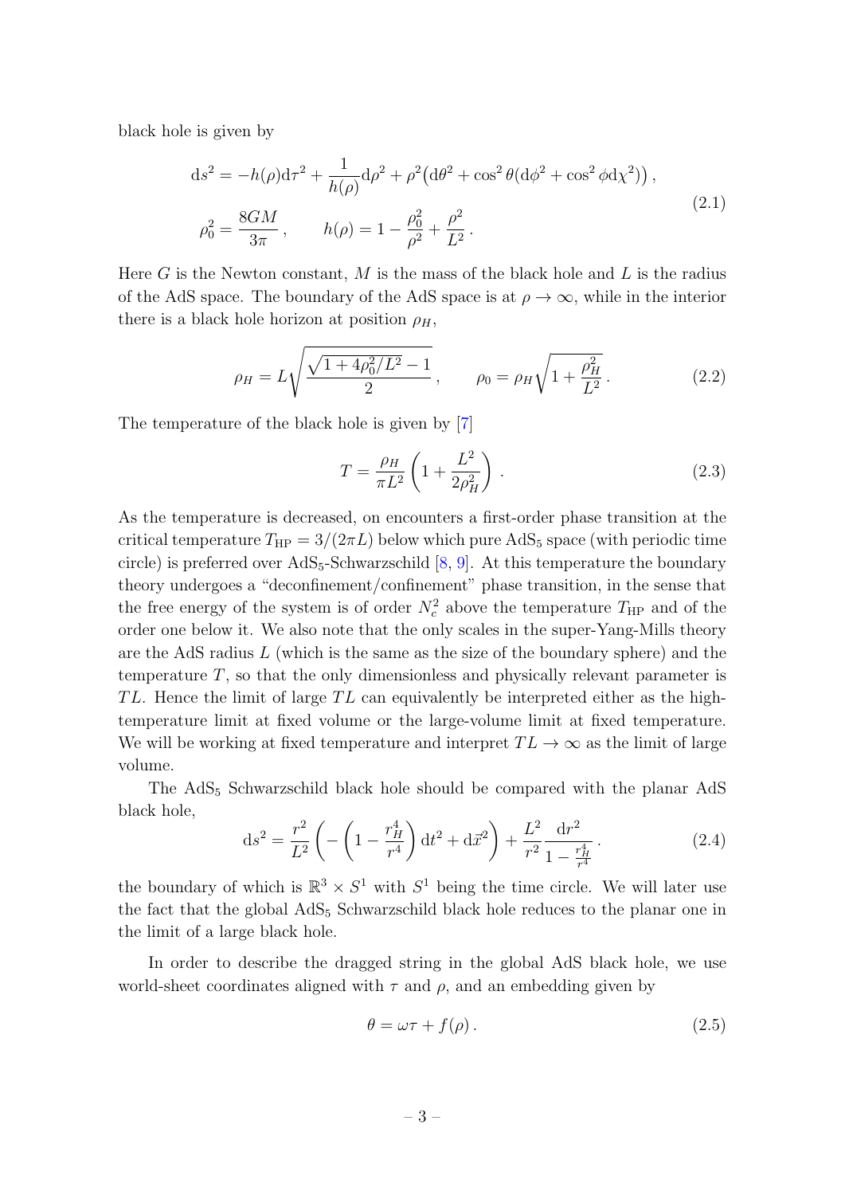black hole is given by

$$
\begin{aligned}
\mathrm{d}s^2 &= -h(\rho)\mathrm{d}\tau^2 + \frac{1}{h(\rho)}\mathrm{d}\rho^2 + \rho^2\big(\mathrm{d}\theta^2 + \cos^2\theta(\mathrm{d}\phi^2 + \cos^2\phi\,\mathrm{d}\chi^2)\big)\,, \\
\rho_0^2 &= \frac{8GM}{3\pi}\,, \qquad h(\rho) = 1 - \frac{\rho_0^2}{\rho^2} + \frac{\rho^2}{L^2}\,.
\end{aligned}
\tag{2.1}
$$

Here $G$ is the Newton constant, $M$ is the mass of the black hole and $L$ is the radius of the AdS space. The boundary of the AdS space is at $\rho \to \infty$, while in the interior there is a black hole horizon at position $\rho_H$,

$$
\rho_H = L\sqrt{\frac{\sqrt{1+4\rho_0^2/L^2}-1}{2}}\,, \qquad \rho_0 = \rho_H\sqrt{1+\frac{\rho_H^2}{L^2}}\,. \tag{2.2}
$$

The temperature of the black hole is given by [7]

$$
T = \frac{\rho_H}{\pi L^2}\left(1 + \frac{L^2}{2\rho_H^2}\right)\,. \tag{2.3}
$$

As the temperature is decreased, on encounters a first-order phase transition at the critical temperature $T_{\mathrm{HP}} = 3/(2\pi L)$ below which pure $\mathrm{AdS}_5$ space (with periodic time circle) is preferred over $\mathrm{AdS}_5$-Schwarzschild [8, 9]. At this temperature the boundary theory undergoes a "deconfinement/confinement" phase transition, in the sense that the free energy of the system is of order $N_c^2$ above the temperature $T_{\mathrm{HP}}$ and of the order one below it. We also note that the only scales in the super-Yang-Mills theory are the AdS radius $L$ (which is the same as the size of the boundary sphere) and the temperature $T$, so that the only dimensionless and physically relevant parameter is $TL$. Hence the limit of large $TL$ can equivalently be interpreted either as the high-temperature limit at fixed volume or the large-volume limit at fixed temperature. We will be working at fixed temperature and interpret $TL \to \infty$ as the limit of large volume.

The $\mathrm{AdS}_5$ Schwarzschild black hole should be compared with the planar AdS black hole,

$$
\mathrm{d}s^2 = \frac{r^2}{L^2}\left(-\left(1 - \frac{r_H^4}{r^4}\right)\mathrm{d}t^2 + \mathrm{d}\vec{x}^2\right) + \frac{L^2}{r^2}\frac{\mathrm{d}r^2}{1 - \frac{r_H^4}{r^4}}\,. \tag{2.4}
$$

the boundary of which is $\mathbb{R}^3 \times S^1$ with $S^1$ being the time circle. We will later use the fact that the global $\mathrm{AdS}_5$ Schwarzschild black hole reduces to the planar one in the limit of a large black hole.

In order to describe the dragged string in the global AdS black hole, we use world-sheet coordinates aligned with $\tau$ and $\rho$, and an embedding given by

$$
\theta = \omega\tau + f(\rho)\,. \tag{2.5}
$$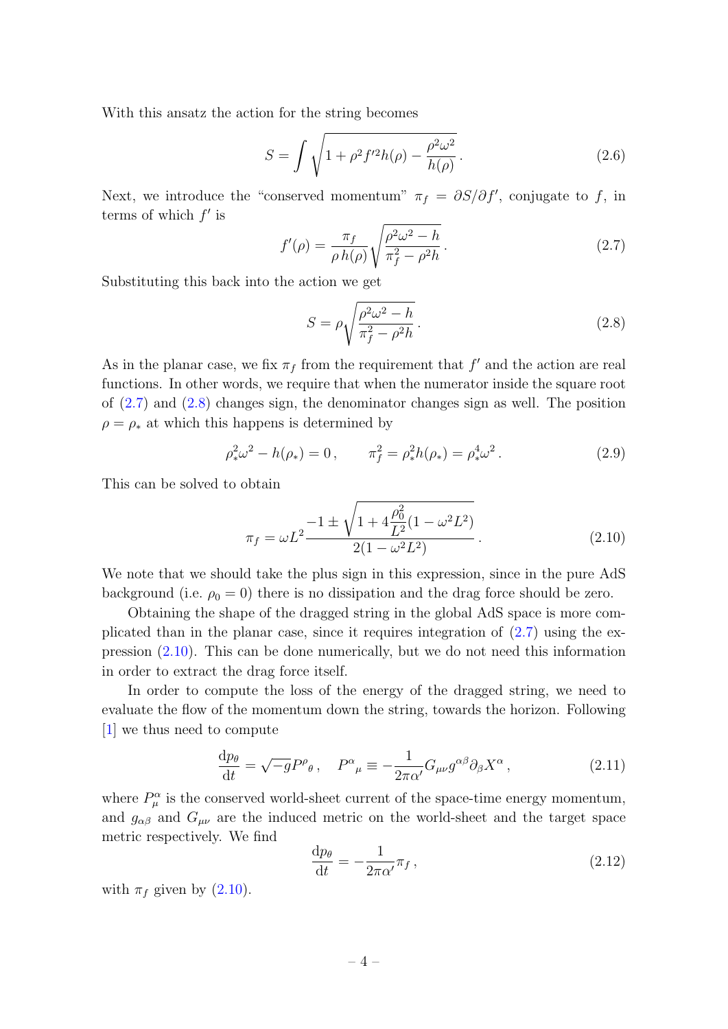With this ansatz the action for the string becomes

$$S = \int \sqrt{1 + \rho^2 f'^2 h(\rho) - \frac{\rho^2 \omega^2}{h(\rho)}}\,. \tag{2.6}$$

Next, we introduce the "conserved momentum" $\pi_f = \partial S / \partial f'$, conjugate to $f$, in terms of which $f'$ is

$$f'(\rho) = \frac{\pi_f}{\rho\, h(\rho)} \sqrt{\frac{\rho^2 \omega^2 - h}{\pi_f^2 - \rho^2 h}}\,. \tag{2.7}$$

Substituting this back into the action we get

$$S = \rho \sqrt{\frac{\rho^2 \omega^2 - h}{\pi_f^2 - \rho^2 h}}\,. \tag{2.8}$$

As in the planar case, we fix $\pi_f$ from the requirement that $f'$ and the action are real functions. In other words, we require that when the numerator inside the square root of (2.7) and (2.8) changes sign, the denominator changes sign as well. The position $\rho = \rho_*$ at which this happens is determined by

$$\rho_*^2 \omega^2 - h(\rho_*) = 0\,, \qquad \pi_f^2 = \rho_*^2 h(\rho_*) = \rho_*^4 \omega^2\,. \tag{2.9}$$

This can be solved to obtain

$$\pi_f = \omega L^2 \frac{-1 \pm \sqrt{1 + 4 \dfrac{\rho_0^2}{L^2}(1 - \omega^2 L^2)}}{2(1 - \omega^2 L^2)}\,. \tag{2.10}$$

We note that we should take the plus sign in this expression, since in the pure AdS background (i.e. $\rho_0 = 0$) there is no dissipation and the drag force should be zero.

Obtaining the shape of the dragged string in the global AdS space is more complicated than in the planar case, since it requires integration of (2.7) using the expression (2.10). This can be done numerically, but we do not need this information in order to extract the drag force itself.

In order to compute the loss of the energy of the dragged string, we need to evaluate the flow of the momentum down the string, towards the horizon. Following [1] we thus need to compute

$$\frac{\mathrm{d}p_\theta}{\mathrm{d}t} = \sqrt{-g} P^\rho{}_\theta\,, \quad P^\alpha{}_\mu \equiv -\frac{1}{2\pi\alpha'} G_{\mu\nu} g^{\alpha\beta} \partial_\beta X^\alpha\,, \tag{2.11}$$

where $P^\alpha_\mu$ is the conserved world-sheet current of the space-time energy momentum, and $g_{\alpha\beta}$ and $G_{\mu\nu}$ are the induced metric on the world-sheet and the target space metric respectively. We find

$$\frac{\mathrm{d}p_\theta}{\mathrm{d}t} = -\frac{1}{2\pi\alpha'} \pi_f\,, \tag{2.12}$$

with $\pi_f$ given by (2.10).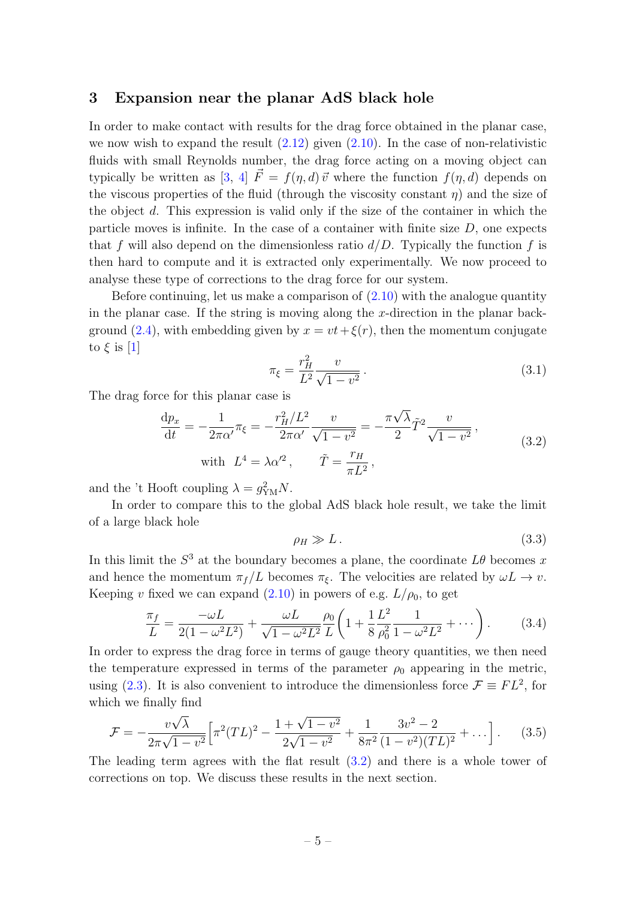## 3 Expansion near the planar AdS black hole

In order to make contact with results for the drag force obtained in the planar case, we now wish to expand the result (2.12) given (2.10). In the case of non-relativistic fluids with small Reynolds number, the drag force acting on a moving object can typically be written as [3, 4] $\vec{F} = f(\eta, d)\,\vec{v}$ where the function $f(\eta, d)$ depends on the viscous properties of the fluid (through the viscosity constant $\eta$) and the size of the object $d$. This expression is valid only if the size of the container in which the particle moves is infinite. In the case of a container with finite size $D$, one expects that $f$ will also depend on the dimensionless ratio $d/D$. Typically the function $f$ is then hard to compute and it is extracted only experimentally. We now proceed to analyse these type of corrections to the drag force for our system.

Before continuing, let us make a comparison of (2.10) with the analogue quantity in the planar case. If the string is moving along the $x$-direction in the planar background (2.4), with embedding given by $x = vt + \xi(r)$, then the momentum conjugate to $\xi$ is [1]

$$\pi_\xi = \frac{r_H^2}{L^2}\frac{v}{\sqrt{1-v^2}}\,. \tag{3.1}$$

The drag force for this planar case is

$$\begin{gathered}\frac{\mathrm{d}p_x}{\mathrm{d}t} = -\frac{1}{2\pi\alpha'}\pi_\xi = -\frac{r_H^2/L^2}{2\pi\alpha'}\frac{v}{\sqrt{1-v^2}} = -\frac{\pi\sqrt{\lambda}}{2}\tilde{T}^2\frac{v}{\sqrt{1-v^2}}\,,\\ \text{with}\;\; L^4 = \lambda\alpha'^2\,, \qquad \tilde{T} = \frac{r_H}{\pi L^2}\,,\end{gathered} \tag{3.2}$$

and the 't Hooft coupling $\lambda = g_{\mathrm{YM}}^2 N$.

In order to compare this to the global AdS black hole result, we take the limit of a large black hole

$$\rho_H \gg L\,. \tag{3.3}$$

In this limit the $S^3$ at the boundary becomes a plane, the coordinate $L\theta$ becomes $x$ and hence the momentum $\pi_f/L$ becomes $\pi_\xi$. The velocities are related by $\omega L \to v$. Keeping $v$ fixed we can expand (2.10) in powers of e.g. $L/\rho_0$, to get

$$\frac{\pi_f}{L} = \frac{-\omega L}{2(1-\omega^2L^2)} + \frac{\omega L}{\sqrt{1-\omega^2L^2}}\frac{\rho_0}{L}\left(1 + \frac{1}{8}\frac{L^2}{\rho_0^2}\frac{1}{1-\omega^2L^2} + \cdots\right). \tag{3.4}$$

In order to express the drag force in terms of gauge theory quantities, we then need the temperature expressed in terms of the parameter $\rho_0$ appearing in the metric, using (2.3). It is also convenient to introduce the dimensionless force $\mathcal{F} \equiv FL^2$, for which we finally find

$$\mathcal{F} = -\frac{v\sqrt{\lambda}}{2\pi\sqrt{1-v^2}}\Big[\pi^2(TL)^2 - \frac{1+\sqrt{1-v^2}}{2\sqrt{1-v^2}} + \frac{1}{8\pi^2}\frac{3v^2-2}{(1-v^2)(TL)^2} + \ldots\Big]\,. \tag{3.5}$$

The leading term agrees with the flat result (3.2) and there is a whole tower of corrections on top. We discuss these results in the next section.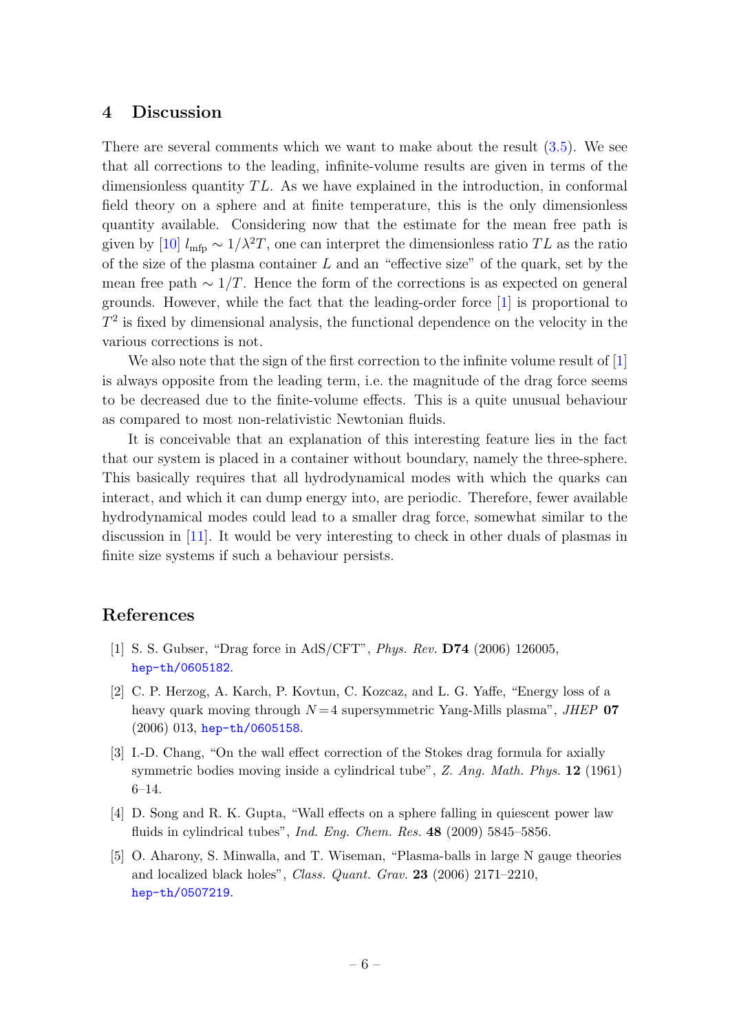## 4 Discussion

There are several comments which we want to make about the result (3.5). We see that all corrections to the leading, infinite-volume results are given in terms of the dimensionless quantity $TL$. As we have explained in the introduction, in conformal field theory on a sphere and at finite temperature, this is the only dimensionless quantity available. Considering now that the estimate for the mean free path is given by [10] $l_{\text{mfp}} \sim 1/\lambda^2 T$, one can interpret the dimensionless ratio $TL$ as the ratio of the size of the plasma container $L$ and an "effective size" of the quark, set by the mean free path $\sim 1/T$. Hence the form of the corrections is as expected on general grounds. However, while the fact that the leading-order force [1] is proportional to $T^2$ is fixed by dimensional analysis, the functional dependence on the velocity in the various corrections is not.

We also note that the sign of the first correction to the infinite volume result of [1] is always opposite from the leading term, i.e. the magnitude of the drag force seems to be decreased due to the finite-volume effects. This is a quite unusual behaviour as compared to most non-relativistic Newtonian fluids.

It is conceivable that an explanation of this interesting feature lies in the fact that our system is placed in a container without boundary, namely the three-sphere. This basically requires that all hydrodynamical modes with which the quarks can interact, and which it can dump energy into, are periodic. Therefore, fewer available hydrodynamical modes could lead to a smaller drag force, somewhat similar to the discussion in [11]. It would be very interesting to check in other duals of plasmas in finite size systems if such a behaviour persists.

## References

[1] S. S. Gubser, "Drag force in AdS/CFT", *Phys. Rev.* **D74** (2006) 126005, hep-th/0605182.

[2] C. P. Herzog, A. Karch, P. Kovtun, C. Kozcaz, and L. G. Yaffe, "Energy loss of a heavy quark moving through $N=4$ supersymmetric Yang-Mills plasma", *JHEP* **07** (2006) 013, hep-th/0605158.

[3] I.-D. Chang, "On the wall effect correction of the Stokes drag formula for axially symmetric bodies moving inside a cylindrical tube", *Z. Ang. Math. Phys.* **12** (1961) 6–14.

[4] D. Song and R. K. Gupta, "Wall effects on a sphere falling in quiescent power law fluids in cylindrical tubes", *Ind. Eng. Chem. Res.* **48** (2009) 5845–5856.

[5] O. Aharony, S. Minwalla, and T. Wiseman, "Plasma-balls in large N gauge theories and localized black holes", *Class. Quant. Grav.* **23** (2006) 2171–2210, hep-th/0507219.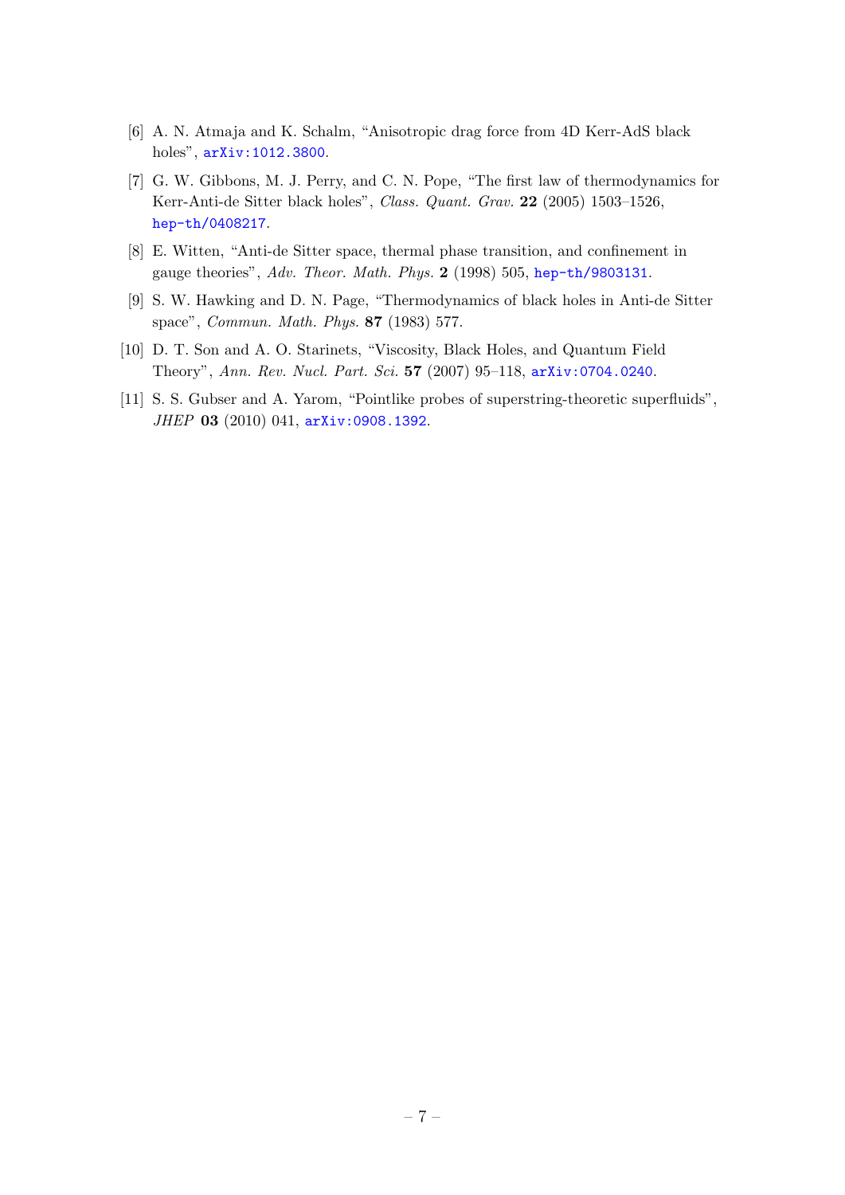[6] A. N. Atmaja and K. Schalm, "Anisotropic drag force from 4D Kerr-AdS black holes", arXiv:1012.3800.

[7] G. W. Gibbons, M. J. Perry, and C. N. Pope, "The first law of thermodynamics for Kerr-Anti-de Sitter black holes", *Class. Quant. Grav.* **22** (2005) 1503–1526, hep-th/0408217.

[8] E. Witten, "Anti-de Sitter space, thermal phase transition, and confinement in gauge theories", *Adv. Theor. Math. Phys.* **2** (1998) 505, hep-th/9803131.

[9] S. W. Hawking and D. N. Page, "Thermodynamics of black holes in Anti-de Sitter space", *Commun. Math. Phys.* **87** (1983) 577.

[10] D. T. Son and A. O. Starinets, "Viscosity, Black Holes, and Quantum Field Theory", *Ann. Rev. Nucl. Part. Sci.* **57** (2007) 95–118, arXiv:0704.0240.

[11] S. S. Gubser and A. Yarom, "Pointlike probes of superstring-theoretic superfluids", *JHEP* **03** (2010) 041, arXiv:0908.1392.